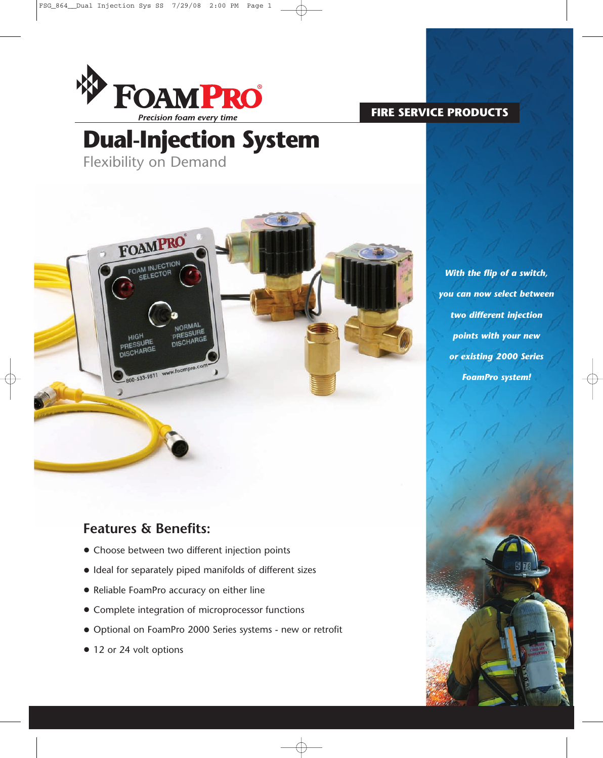FOAMPRO®

*Precision foam every time*

**FIRE SERVICE PRODUCTS**

# Dual-Injection System

## Flexibility on Demand

***With the flip of a switch, you can now select between two different injection points with your new or existing 2000 Series FoamPro system!***

### Features & Benefits:

- Choose between two different injection points
- Ideal for separately piped manifolds of different sizes
- Reliable FoamPro accuracy on either line
- Complete integration of microprocessor functions
- Optional on FoamPro 2000 Series systems - new or retrofit
- 12 or 24 volt options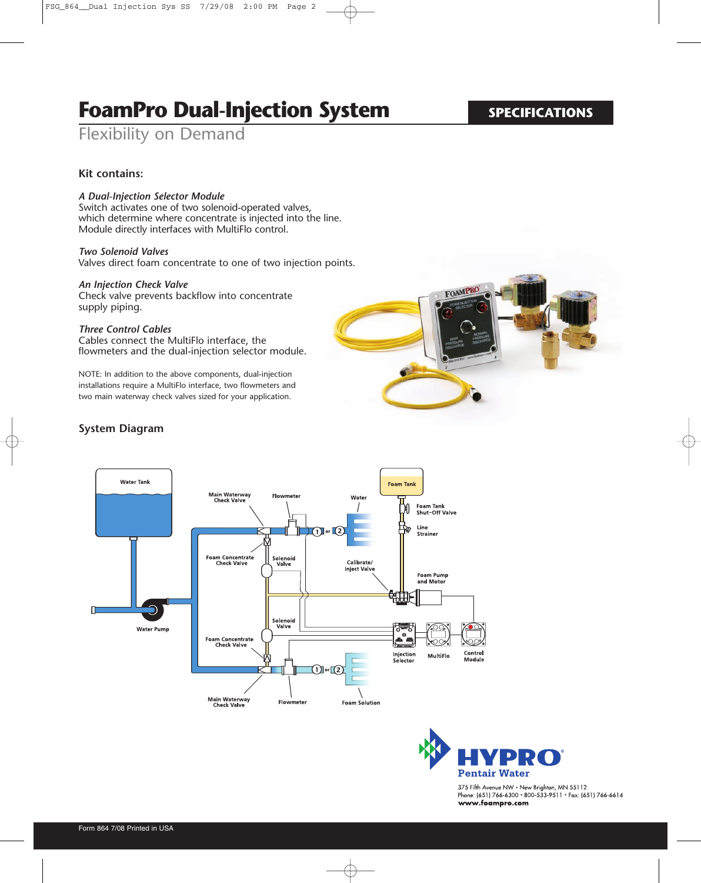# FoamPro Dual-Injection System

**SPECIFICATIONS**

## Flexibility on Demand

### Kit contains:

*A Dual-Injection Selector Module*
Switch activates one of two solenoid-operated valves, which determine where concentrate is injected into the line. Module directly interfaces with MultiFlo control.

*Two Solenoid Valves*
Valves direct foam concentrate to one of two injection points.

*An Injection Check Valve*
Check valve prevents backflow into concentrate supply piping.

*Three Control Cables*
Cables connect the MultiFlo interface, the flowmeters and the dual-injection selector module.

NOTE: In addition to the above components, dual-injection installations require a MultiFlo interface, two flowmeters and two main waterway check valves sized for your application.

### System Diagram

Water Tank
Main Waterway Check Valve
Flowmeter
Water
Foam Tank
Foam Tank Shut-Off Valve
Line Strainer
1 or 2
Foam Concentrate Check Valve
Solenoid Valve
Calibrate/Inject Valve
Foam Pump and Motor
Water Pump
Solenoid Valve
Foam Concentrate Check Valve
Injection Selector
MultiFlo
Control Module
1 or 2
Main Waterway Check Valve
Flowmeter
Foam Solution

**HYPRO**
Pentair Water

375 Fifth Avenue NW • New Brighton, MN 55112
Phone: (651) 766-6300 • 800-533-9511 • Fax: (651) 766-6614
**www.foampro.com**

Form 864 7/08 Printed in USA